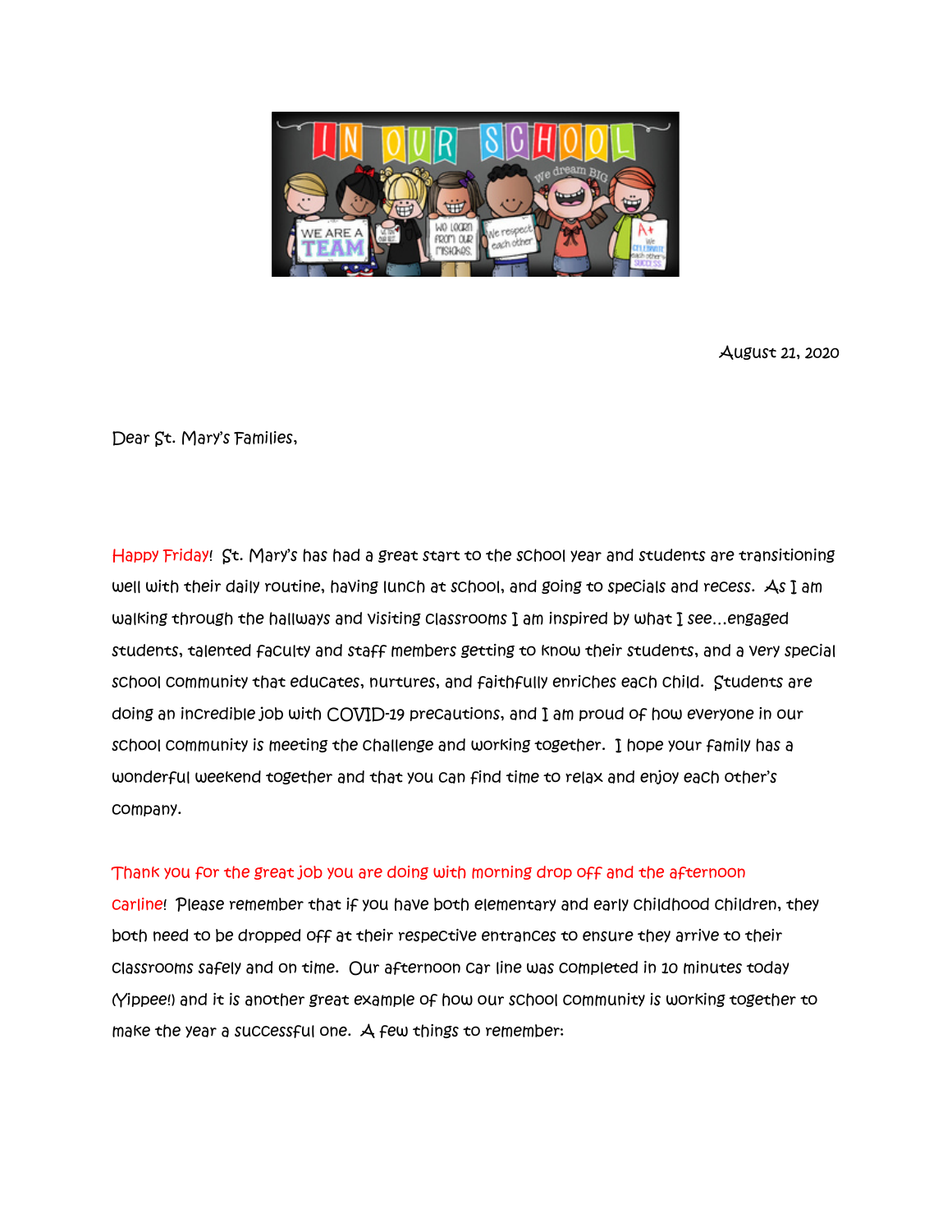August 21, 2020

Dear St. Mary's Families,

Happy Friday! St. Mary's has had a great start to the school year and students are transitioning well with their daily routine, having lunch at school, and going to specials and recess. As I am walking through the hallways and visiting classrooms I am inspired by what I see…engaged students, talented faculty and staff members getting to know their students, and a very special school community that educates, nurtures, and faithfully enriches each child. Students are doing an incredible job with COVID-19 precautions, and I am proud of how everyone in our school community is meeting the challenge and working together. I hope your family has a wonderful weekend together and that you can find time to relax and enjoy each other's company.

Thank you for the great job you are doing with morning drop off and the afternoon carline! Please remember that if you have both elementary and early childhood children, they both need to be dropped off at their respective entrances to ensure they arrive to their classrooms safely and on time. Our afternoon car line was completed in 10 minutes today (Yippee!) and it is another great example of how our school community is working together to make the year a successful one. A few things to remember: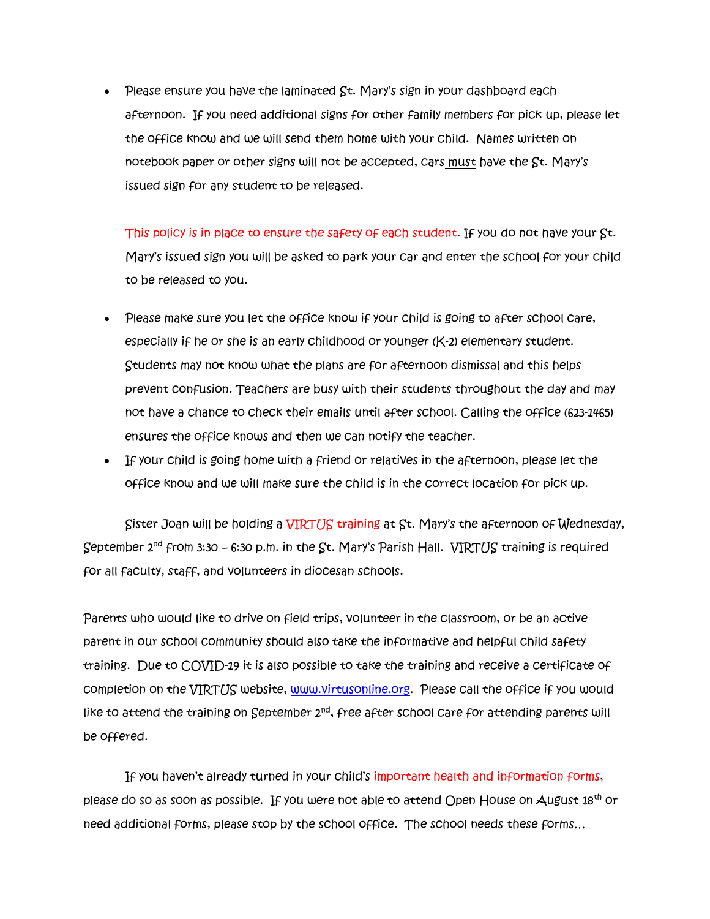- Please ensure you have the laminated St. Mary's sign in your dashboard each afternoon. If you need additional signs for other family members for pick up, please let the office know and we will send them home with your child. Names written on notebook paper or other signs will not be accepted, cars must have the St. Mary's issued sign for any student to be released.

  This policy is in place to ensure the safety of each student. If you do not have your St. Mary's issued sign you will be asked to park your car and enter the school for your child to be released to you.

- Please make sure you let the office know if your child is going to after school care, especially if he or she is an early childhood or younger (K-2) elementary student. Students may not know what the plans are for afternoon dismissal and this helps prevent confusion. Teachers are busy with their students throughout the day and may not have a chance to check their emails until after school. Calling the office (623-1465) ensures the office knows and then we can notify the teacher.
- If your child is going home with a friend or relatives in the afternoon, please let the office know and we will make sure the child is in the correct location for pick up.

Sister Joan will be holding a VIRTUS training at St. Mary's the afternoon of Wednesday, September 2nd from 3:30 – 6:30 p.m. in the St. Mary's Parish Hall. VIRTUS training is required for all faculty, staff, and volunteers in diocesan schools.

Parents who would like to drive on field trips, volunteer in the classroom, or be an active parent in our school community should also take the informative and helpful child safety training. Due to COVID-19 it is also possible to take the training and receive a certificate of completion on the VIRTUS website, www.virtusonline.org. Please call the office if you would like to attend the training on September 2nd, free after school care for attending parents will be offered.

If you haven't already turned in your child's important health and information forms, please do so as soon as possible. If you were not able to attend Open House on August 18th or need additional forms, please stop by the school office. The school needs these forms…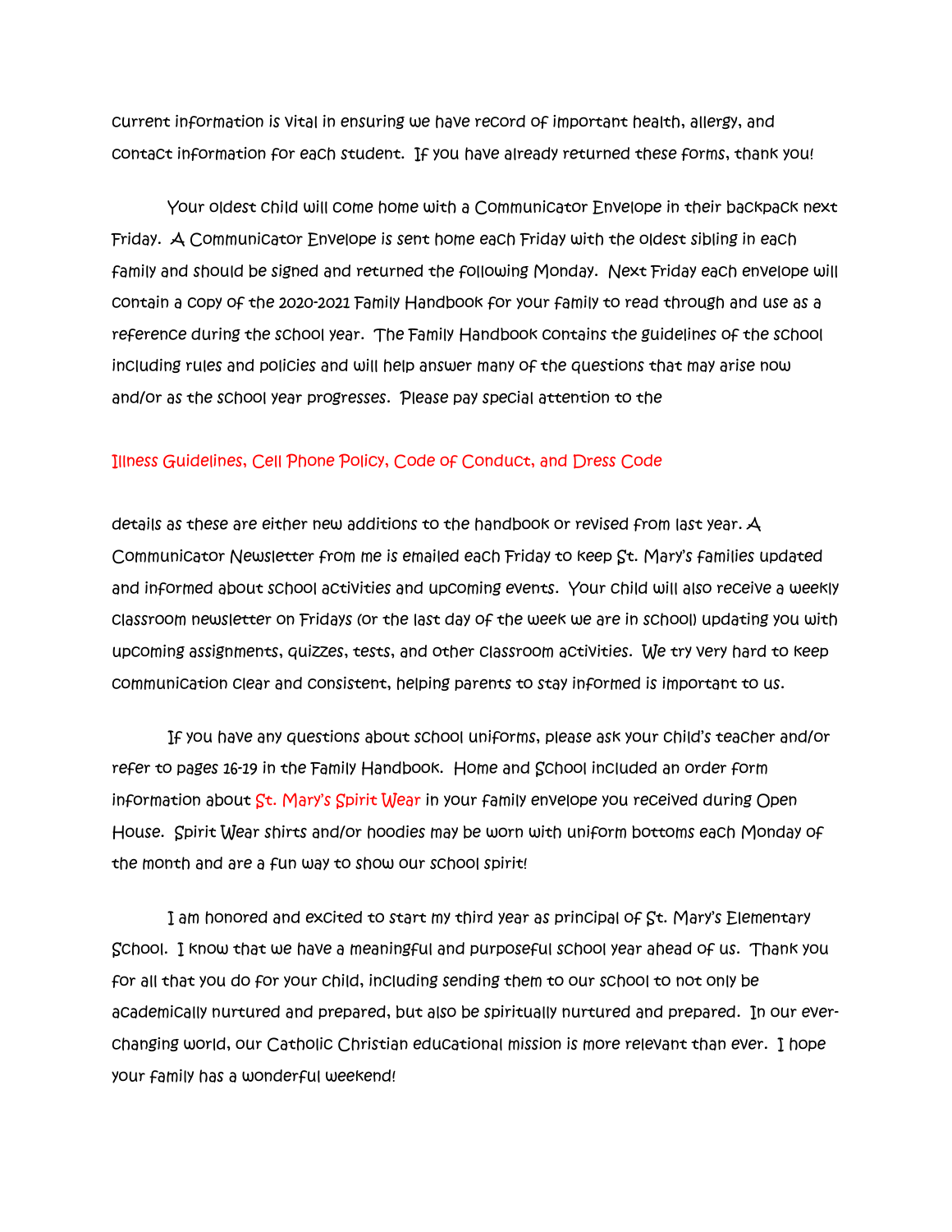current information is vital in ensuring we have record of important health, allergy, and contact information for each student. If you have already returned these forms, thank you!

Your oldest child will come home with a Communicator Envelope in their backpack next Friday. A Communicator Envelope is sent home each Friday with the oldest sibling in each family and should be signed and returned the following Monday. Next Friday each envelope will contain a copy of the 2020-2021 Family Handbook for your family to read through and use as a reference during the school year. The Family Handbook contains the guidelines of the school including rules and policies and will help answer many of the questions that may arise now and/or as the school year progresses. Please pay special attention to the

Illness Guidelines, Cell Phone Policy, Code of Conduct, and Dress Code

details as these are either new additions to the handbook or revised from last year. A Communicator Newsletter from me is emailed each Friday to keep St. Mary's families updated and informed about school activities and upcoming events. Your child will also receive a weekly classroom newsletter on Fridays (or the last day of the week we are in school) updating you with upcoming assignments, quizzes, tests, and other classroom activities. We try very hard to keep communication clear and consistent, helping parents to stay informed is important to us.

If you have any questions about school uniforms, please ask your child's teacher and/or refer to pages 16-19 in the Family Handbook. Home and School included an order form information about St. Mary's Spirit Wear in your family envelope you received during Open House. Spirit Wear shirts and/or hoodies may be worn with uniform bottoms each Monday of the month and are a fun way to show our school spirit!

I am honored and excited to start my third year as principal of St. Mary's Elementary School. I know that we have a meaningful and purposeful school year ahead of us. Thank you for all that you do for your child, including sending them to our school to not only be academically nurtured and prepared, but also be spiritually nurtured and prepared. In our ever-changing world, our Catholic Christian educational mission is more relevant than ever. I hope your family has a wonderful weekend!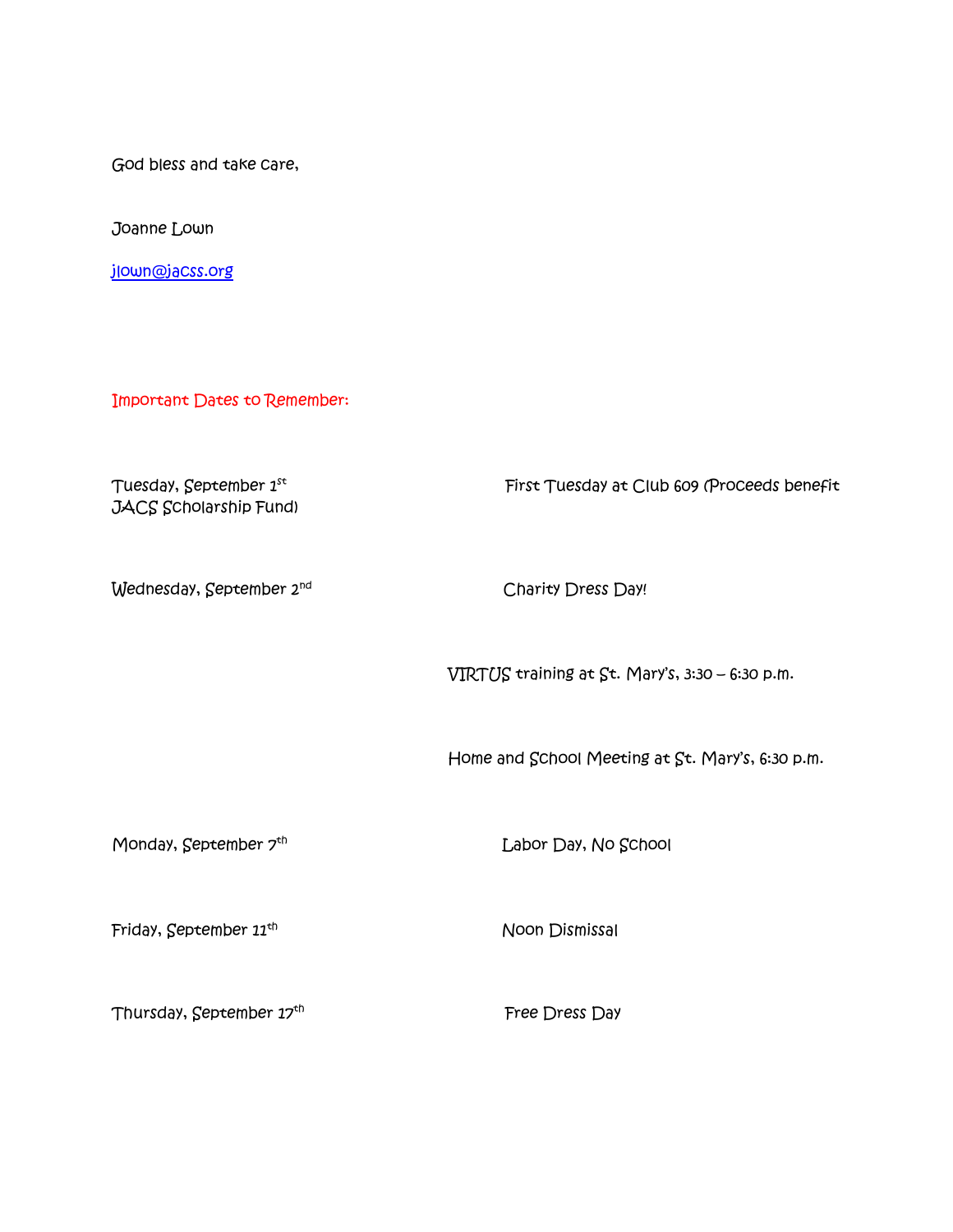God bless and take care,

Joanne Lown

jlown@jacss.org

Important Dates to Remember:

| | |
|---|---|
| Tuesday, September 1st | First Tuesday at Club 609 (Proceeds benefit JACS Scholarship Fund) |
| Wednesday, September 2nd | Charity Dress Day! |
| | VIRTUS training at St. Mary's, 3:30 – 6:30 p.m. |
| | Home and School Meeting at St. Mary's, 6:30 p.m. |
| Monday, September 7th | Labor Day, No School |
| Friday, September 11th | Noon Dismissal |
| Thursday, September 17th | Free Dress Day |